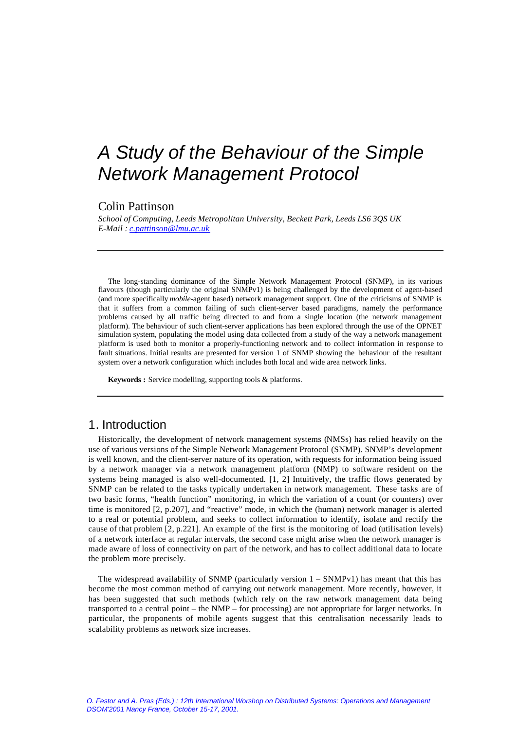# A Study of the Behaviour of the Simple Network Management Protocol

Colin Pattinson

*School of Computing, Leeds Metropolitan University, Beckett Park, Leeds LS6 3QS UK*
*E-Mail : c.pattinson@lmu.ac.uk*

---

The long-standing dominance of the Simple Network Management Protocol (SNMP), in its various flavours (though particularly the original SNMPv1) is being challenged by the development of agent-based (and more specifically *mobile*-agent based) network management support. One of the criticisms of SNMP is that it suffers from a common failing of such client-server based paradigms, namely the performance problems caused by all traffic being directed to and from a single location (the network management platform). The behaviour of such client-server applications has been explored through the use of the OPNET simulation system, populating the model using data collected from a study of the way a network management platform is used both to monitor a properly-functioning network and to collect information in response to fault situations. Initial results are presented for version 1 of SNMP showing the behaviour of the resultant system over a network configuration which includes both local and wide area network links.

**Keywords :** Service modelling, supporting tools & platforms.

---

## 1. Introduction

Historically, the development of network management systems (NMSs) has relied heavily on the use of various versions of the Simple Network Management Protocol (SNMP). SNMP's development is well known, and the client-server nature of its operation, with requests for information being issued by a network manager via a network management platform (NMP) to software resident on the systems being managed is also well-documented. [1, 2] Intuitively, the traffic flows generated by SNMP can be related to the tasks typically undertaken in network management. These tasks are of two basic forms, "health function" monitoring, in which the variation of a count (or counters) over time is monitored [2, p.207], and "reactive" mode, in which the (human) network manager is alerted to a real or potential problem, and seeks to collect information to identify, isolate and rectify the cause of that problem [2, p.221]. An example of the first is the monitoring of load (utilisation levels) of a network interface at regular intervals, the second case might arise when the network manager is made aware of loss of connectivity on part of the network, and has to collect additional data to locate the problem more precisely.

The widespread availability of SNMP (particularly version 1 – SNMPv1) has meant that this has become the most common method of carrying out network management. More recently, however, it has been suggested that such methods (which rely on the raw network management data being transported to a central point – the NMP – for processing) are not appropriate for larger networks. In particular, the proponents of mobile agents suggest that this centralisation necessarily leads to scalability problems as network size increases.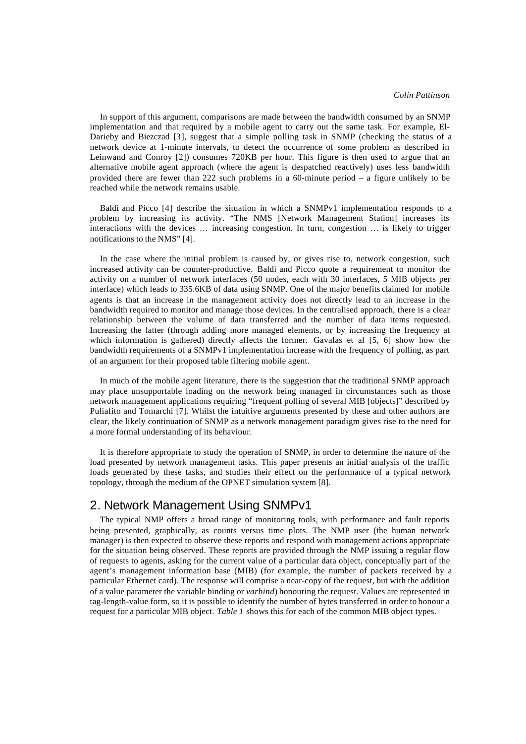In support of this argument, comparisons are made between the bandwidth consumed by an SNMP implementation and that required by a mobile agent to carry out the same task. For example, El-Darieby and Biezczad [3], suggest that a simple polling task in SNMP (checking the status of a network device at 1-minute intervals, to detect the occurrence of some problem as described in Leinwand and Conroy [2]) consumes 720KB per hour. This figure is then used to argue that an alternative mobile agent approach (where the agent is despatched reactively) uses less bandwidth provided there are fewer than 222 such problems in a 60-minute period – a figure unlikely to be reached while the network remains usable.

Baldi and Picco [4] describe the situation in which a SNMPv1 implementation responds to a problem by increasing its activity. "The NMS [Network Management Station] increases its interactions with the devices … increasing congestion. In turn, congestion … is likely to trigger notifications to the NMS" [4].

In the case where the initial problem is caused by, or gives rise to, network congestion, such increased activity can be counter-productive. Baldi and Picco quote a requirement to monitor the activity on a number of network interfaces (50 nodes, each with 30 interfaces, 5 MIB objects per interface) which leads to 335.6KB of data using SNMP. One of the major benefits claimed for mobile agents is that an increase in the management activity does not directly lead to an increase in the bandwidth required to monitor and manage those devices. In the centralised approach, there is a clear relationship between the volume of data transferred and the number of data items requested. Increasing the latter (through adding more managed elements, or by increasing the frequency at which information is gathered) directly affects the former. Gavalas et al [5, 6] show how the bandwidth requirements of a SNMPv1 implementation increase with the frequency of polling, as part of an argument for their proposed table filtering mobile agent.

In much of the mobile agent literature, there is the suggestion that the traditional SNMP approach may place unsupportable loading on the network being managed in circumstances such as those network management applications requiring "frequent polling of several MIB [objects]" described by Puliafito and Tomarchi [7]. Whilst the intuitive arguments presented by these and other authors are clear, the likely continuation of SNMP as a network management paradigm gives rise to the need for a more formal understanding of its behaviour.

It is therefore appropriate to study the operation of SNMP, in order to determine the nature of the load presented by network management tasks. This paper presents an initial analysis of the traffic loads generated by these tasks, and studies their effect on the performance of a typical network topology, through the medium of the OPNET simulation system [8].

## 2. Network Management Using SNMPv1

The typical NMP offers a broad range of monitoring tools, with performance and fault reports being presented, graphically, as counts versus time plots. The NMP user (the human network manager) is then expected to observe these reports and respond with management actions appropriate for the situation being observed. These reports are provided through the NMP issuing a regular flow of requests to agents, asking for the current value of a particular data object, conceptually part of the agent's management information base (MIB) (for example, the number of packets received by a particular Ethernet card). The response will comprise a near-copy of the request, but with the addition of a value parameter the variable binding or *varbind*) honouring the request. Values are represented in tag-length-value form, so it is possible to identify the number of bytes transferred in order to honour a request for a particular MIB object. *Table 1* shows this for each of the common MIB object types.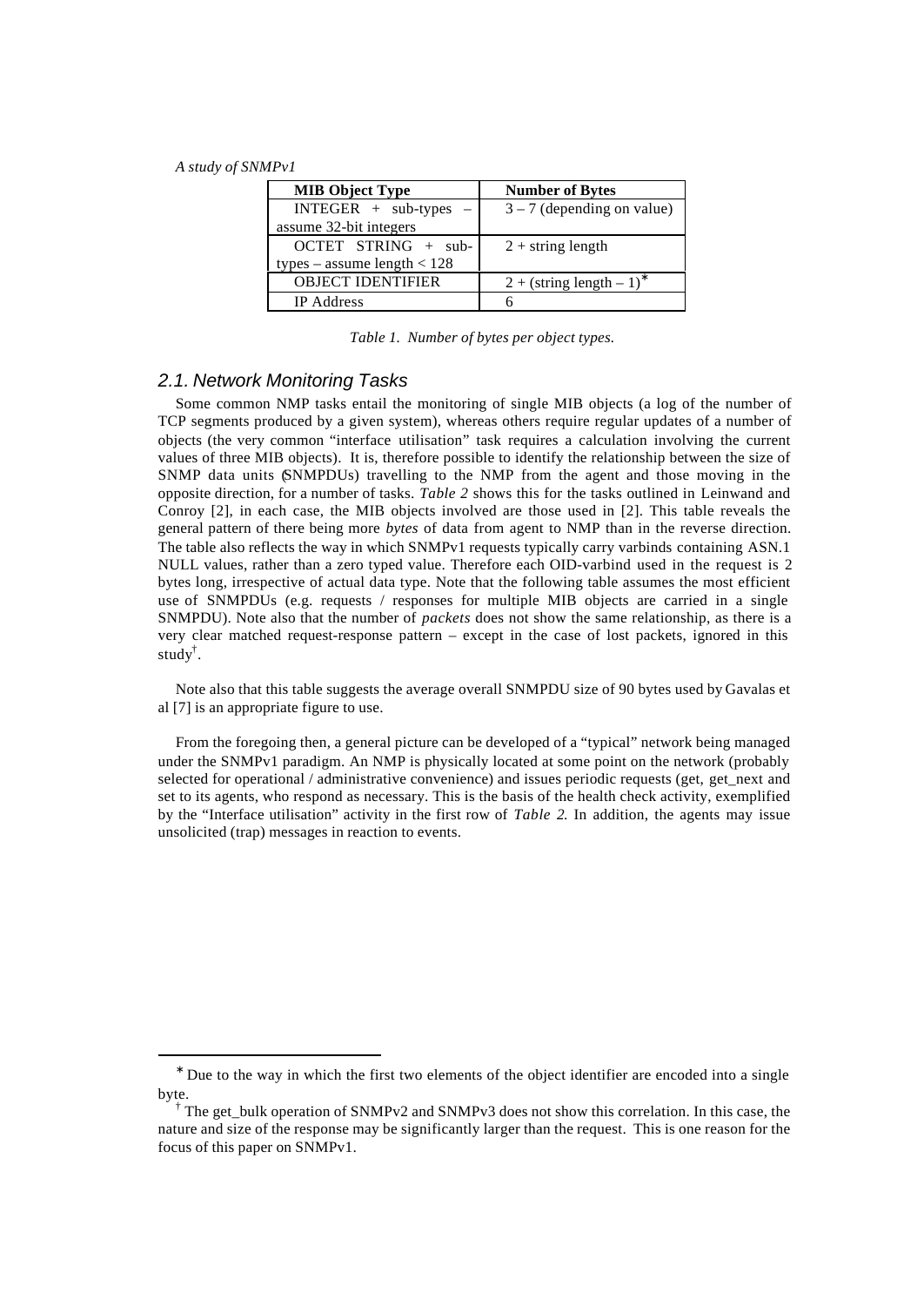| MIB Object Type | Number of Bytes |
| --- | --- |
| INTEGER + sub-types – assume 32-bit integers | 3 – 7 (depending on value) |
| OCTET STRING + sub-types – assume length < 128 | 2 + string length |
| OBJECT IDENTIFIER | 2 + (string length – 1)* |
| IP Address | 6 |

*Table 1. Number of bytes per object types.*

## 2.1. Network Monitoring Tasks

Some common NMP tasks entail the monitoring of single MIB objects (a log of the number of TCP segments produced by a given system), whereas others require regular updates of a number of objects (the very common "interface utilisation" task requires a calculation involving the current values of three MIB objects). It is, therefore possible to identify the relationship between the size of SNMP data units (SNMPDUs) travelling to the NMP from the agent and those moving in the opposite direction, for a number of tasks. *Table 2* shows this for the tasks outlined in Leinwand and Conroy [2], in each case, the MIB objects involved are those used in [2]. This table reveals the general pattern of there being more *bytes* of data from agent to NMP than in the reverse direction. The table also reflects the way in which SNMPv1 requests typically carry varbinds containing ASN.1 NULL values, rather than a zero typed value. Therefore each OID-varbind used in the request is 2 bytes long, irrespective of actual data type. Note that the following table assumes the most efficient use of SNMPDUs (e.g. requests / responses for multiple MIB objects are carried in a single SNMPDU). Note also that the number of *packets* does not show the same relationship, as there is a very clear matched request-response pattern – except in the case of lost packets, ignored in this study†.

Note also that this table suggests the average overall SNMPDU size of 90 bytes used by Gavalas et al [7] is an appropriate figure to use.

From the foregoing then, a general picture can be developed of a "typical" network being managed under the SNMPv1 paradigm. An NMP is physically located at some point on the network (probably selected for operational / administrative convenience) and issues periodic requests (get, get_next and set to its agents, who respond as necessary. This is the basis of the health check activity, exemplified by the "Interface utilisation" activity in the first row of *Table 2.* In addition, the agents may issue unsolicited (trap) messages in reaction to events.

---

* Due to the way in which the first two elements of the object identifier are encoded into a single byte.

† The get_bulk operation of SNMPv2 and SNMPv3 does not show this correlation. In this case, the nature and size of the response may be significantly larger than the request. This is one reason for the focus of this paper on SNMPv1.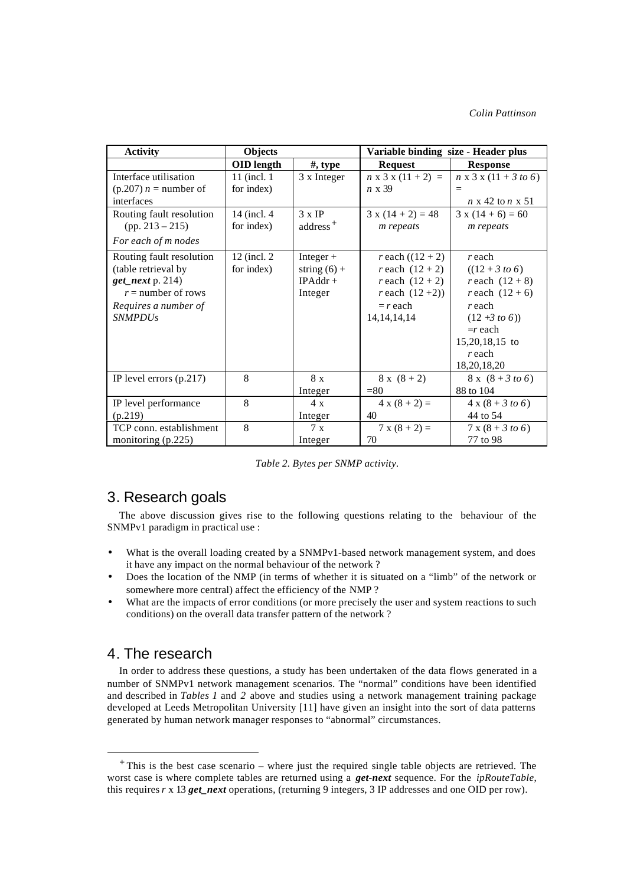| Activity | Objects | | Variable binding size - Header plus | |
|---|---|---|---|---|
| | **OID length** | **#, type** | **Request** | **Response** |
| Interface utilisation (p.207) $n$ = number of interfaces | 11 (incl. 1 for index) | 3 x Integer | $n$ x 3 x (11 + 2) = $n$ x 39 | $n$ x 3 x (11 + *3 to 6*) = $n$ x 42 to $n$ x 51 |
| Routing fault resolution (pp. 213 – 215) *For each of m nodes* | 14 (incl. 4 for index) | 3 x IP address [+] | 3 x (14 + 2) = 48 *m repeats* | 3 x (14 + 6) = 60 *m repeats* |
| Routing fault resolution (table retrieval by ***get_next*** p. 214) $r$ = number of rows *Requires a number of SNMPDUs* | 12 (incl. 2 for index) | Integer + string (6) + IPAddr + Integer | $r$ each ((12 + 2) $r$ each (12 + 2) $r$ each (12 + 2) $r$ each (12 +2)) = $r$ each 14,14,14,14 | $r$ each ((12 + *3 to 6*) $r$ each (12 + 8) $r$ each (12 + 6) $r$ each (12 +*3 to 6*)) =$r$ each 15,20,18,15 to $r$ each 18,20,18,20 |
| IP level errors (p.217) | 8 | 8 x Integer | 8 x (8 + 2) =80 | 8 x (8 + *3 to 6*) 88 to 104 |
| IP level performance (p.219) | 8 | 4 x Integer | 4 x (8 + 2) = 40 | 4 x (8 + *3 to 6*) 44 to 54 |
| TCP conn. establishment monitoring (p.225) | 8 | 7 x Integer | 7 x (8 + 2) = 70 | 7 x (8 + *3 to 6*) 77 to 98 |

*Table 2. Bytes per SNMP activity.*

## 3. Research goals

The above discussion gives rise to the following questions relating to the behaviour of the SNMPv1 paradigm in practical use :

- What is the overall loading created by a SNMPv1-based network management system, and does it have any impact on the normal behaviour of the network ?
- Does the location of the NMP (in terms of whether it is situated on a "limb" of the network or somewhere more central) affect the efficiency of the NMP ?
- What are the impacts of error conditions (or more precisely the user and system reactions to such conditions) on the overall data transfer pattern of the network ?

## 4. The research

In order to address these questions, a study has been undertaken of the data flows generated in a number of SNMPv1 network management scenarios. The "normal" conditions have been identified and described in *Tables 1* and *2* above and studies using a network management training package developed at Leeds Metropolitan University [11] have given an insight into the sort of data patterns generated by human network manager responses to "abnormal" circumstances.

---

[+] This is the best case scenario – where just the required single table objects are retrieved. The worst case is where complete tables are returned using a ***get-next*** sequence. For the *ipRouteTable*, this requires $r$ x 13 ***get_next*** operations, (returning 9 integers, 3 IP addresses and one OID per row).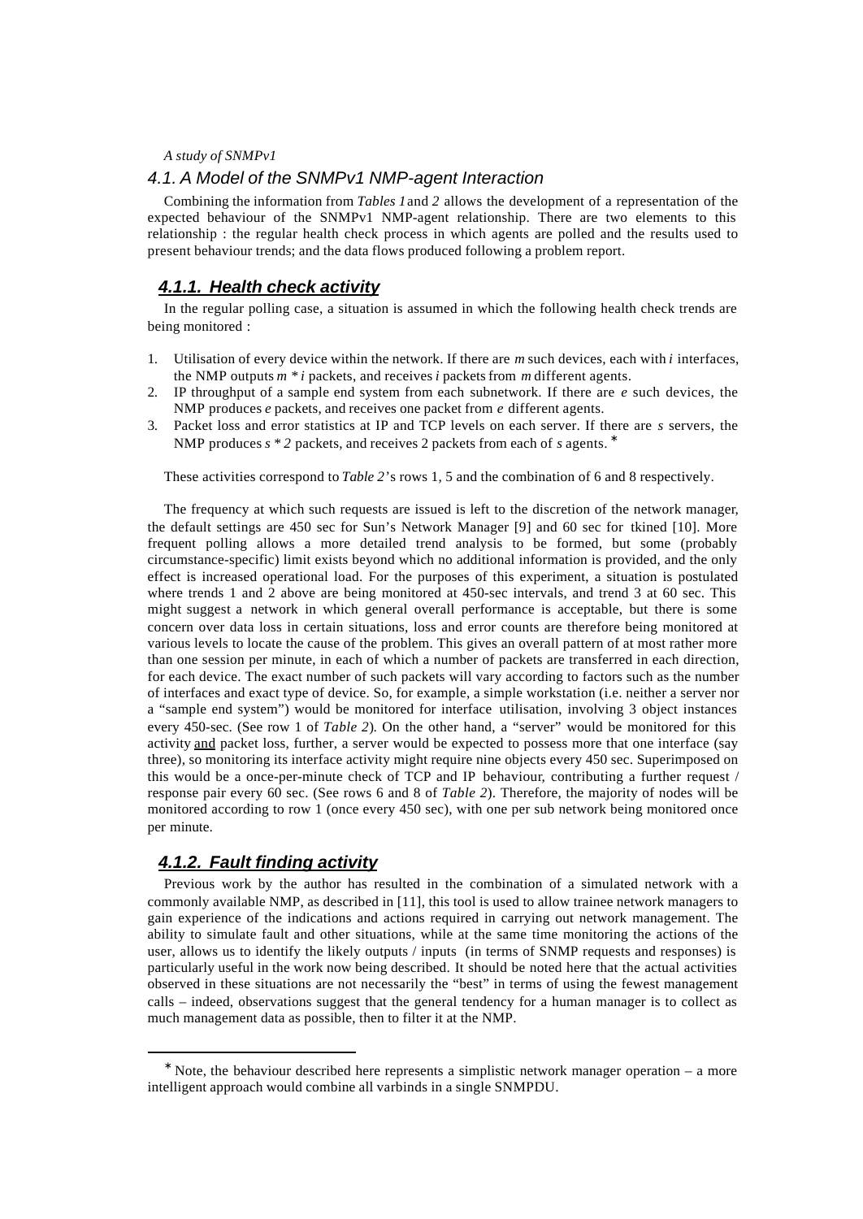### 4.1. A Model of the SNMPv1 NMP-agent Interaction

Combining the information from *Tables 1* and *2* allows the development of a representation of the expected behaviour of the SNMPv1 NMP-agent relationship. There are two elements to this relationship : the regular health check process in which agents are polled and the results used to present behaviour trends; and the data flows produced following a problem report.

#### ***4.1.1. Health check activity***

In the regular polling case, a situation is assumed in which the following health check trends are being monitored :

1. Utilisation of every device within the network. If there are $m$ such devices, each with $i$ interfaces, the NMP outputs $m * i$ packets, and receives $i$ packets from $m$ different agents.
2. IP throughput of a sample end system from each subnetwork. If there are $e$ such devices, the NMP produces $e$ packets, and receives one packet from $e$ different agents.
3. Packet loss and error statistics at IP and TCP levels on each server. If there are $s$ servers, the NMP produces $s * 2$ packets, and receives 2 packets from each of $s$ agents. *

These activities correspond to *Table 2*'s rows 1, 5 and the combination of 6 and 8 respectively.

The frequency at which such requests are issued is left to the discretion of the network manager, the default settings are 450 sec for Sun's Network Manager [9] and 60 sec for tkined [10]. More frequent polling allows a more detailed trend analysis to be formed, but some (probably circumstance-specific) limit exists beyond which no additional information is provided, and the only effect is increased operational load. For the purposes of this experiment, a situation is postulated where trends 1 and 2 above are being monitored at 450-sec intervals, and trend 3 at 60 sec. This might suggest a network in which general overall performance is acceptable, but there is some concern over data loss in certain situations, loss and error counts are therefore being monitored at various levels to locate the cause of the problem. This gives an overall pattern of at most rather more than one session per minute, in each of which a number of packets are transferred in each direction, for each device. The exact number of such packets will vary according to factors such as the number of interfaces and exact type of device. So, for example, a simple workstation (i.e. neither a server nor a "sample end system") would be monitored for interface utilisation, involving 3 object instances every 450-sec. (See row 1 of *Table 2*). On the other hand, a "server" would be monitored for this activity <u>and</u> packet loss, further, a server would be expected to possess more that one interface (say three), so monitoring its interface activity might require nine objects every 450 sec. Superimposed on this would be a once-per-minute check of TCP and IP behaviour, contributing a further request / response pair every 60 sec. (See rows 6 and 8 of *Table 2*). Therefore, the majority of nodes will be monitored according to row 1 (once every 450 sec), with one per sub network being monitored once per minute.

#### ***4.1.2. Fault finding activity***

Previous work by the author has resulted in the combination of a simulated network with a commonly available NMP, as described in [11], this tool is used to allow trainee network managers to gain experience of the indications and actions required in carrying out network management. The ability to simulate fault and other situations, while at the same time monitoring the actions of the user, allows us to identify the likely outputs / inputs (in terms of SNMP requests and responses) is particularly useful in the work now being described. It should be noted here that the actual activities observed in these situations are not necessarily the "best" in terms of using the fewest management calls – indeed, observations suggest that the general tendency for a human manager is to collect as much management data as possible, then to filter it at the NMP.

---

* Note, the behaviour described here represents a simplistic network manager operation – a more intelligent approach would combine all varbinds in a single SNMPDU.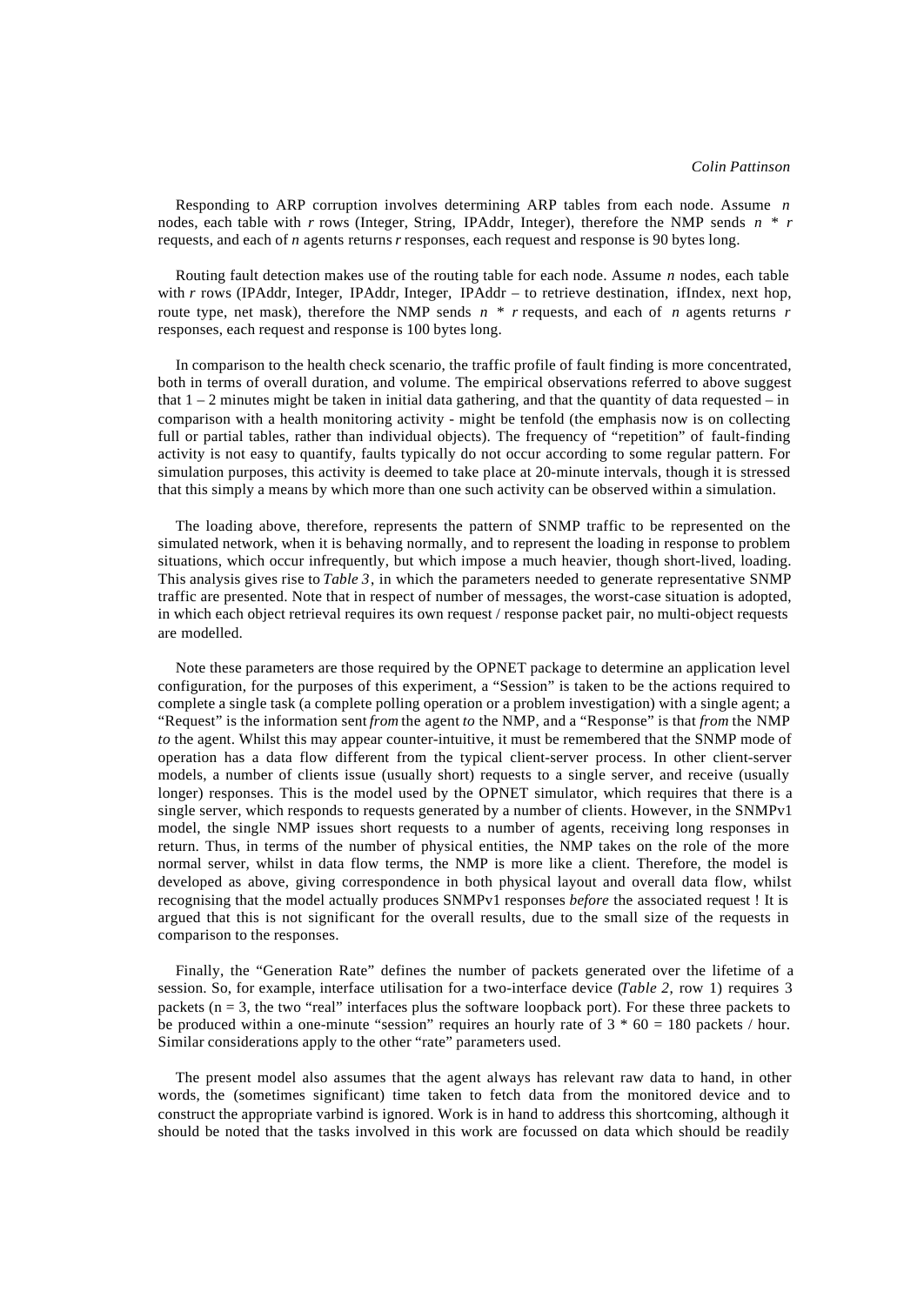Responding to ARP corruption involves determining ARP tables from each node. Assume $n$ nodes, each table with $r$ rows (Integer, String, IPAddr, Integer), therefore the NMP sends $n * r$ requests, and each of $n$ agents returns $r$ responses, each request and response is 90 bytes long.

Routing fault detection makes use of the routing table for each node. Assume $n$ nodes, each table with $r$ rows (IPAddr, Integer, IPAddr, Integer, IPAddr – to retrieve destination, ifIndex, next hop, route type, net mask), therefore the NMP sends $n * r$ requests, and each of $n$ agents returns $r$ responses, each request and response is 100 bytes long.

In comparison to the health check scenario, the traffic profile of fault finding is more concentrated, both in terms of overall duration, and volume. The empirical observations referred to above suggest that 1 – 2 minutes might be taken in initial data gathering, and that the quantity of data requested – in comparison with a health monitoring activity - might be tenfold (the emphasis now is on collecting full or partial tables, rather than individual objects). The frequency of "repetition" of fault-finding activity is not easy to quantify, faults typically do not occur according to some regular pattern. For simulation purposes, this activity is deemed to take place at 20-minute intervals, though it is stressed that this simply a means by which more than one such activity can be observed within a simulation.

The loading above, therefore, represents the pattern of SNMP traffic to be represented on the simulated network, when it is behaving normally, and to represent the loading in response to problem situations, which occur infrequently, but which impose a much heavier, though short-lived, loading. This analysis gives rise to *Table 3*, in which the parameters needed to generate representative SNMP traffic are presented. Note that in respect of number of messages, the worst-case situation is adopted, in which each object retrieval requires its own request / response packet pair, no multi-object requests are modelled.

Note these parameters are those required by the OPNET package to determine an application level configuration, for the purposes of this experiment, a "Session" is taken to be the actions required to complete a single task (a complete polling operation or a problem investigation) with a single agent; a "Request" is the information sent *from* the agent *to* the NMP, and a "Response" is that *from* the NMP *to* the agent. Whilst this may appear counter-intuitive, it must be remembered that the SNMP mode of operation has a data flow different from the typical client-server process. In other client-server models, a number of clients issue (usually short) requests to a single server, and receive (usually longer) responses. This is the model used by the OPNET simulator, which requires that there is a single server, which responds to requests generated by a number of clients. However, in the SNMPv1 model, the single NMP issues short requests to a number of agents, receiving long responses in return. Thus, in terms of the number of physical entities, the NMP takes on the role of the more normal server, whilst in data flow terms, the NMP is more like a client. Therefore, the model is developed as above, giving correspondence in both physical layout and overall data flow, whilst recognising that the model actually produces SNMPv1 responses *before* the associated request ! It is argued that this is not significant for the overall results, due to the small size of the requests in comparison to the responses.

Finally, the "Generation Rate" defines the number of packets generated over the lifetime of a session. So, for example, interface utilisation for a two-interface device (*Table 2*, row 1) requires 3 packets ($n = 3$, the two "real" interfaces plus the software loopback port). For these three packets to be produced within a one-minute "session" requires an hourly rate of $3 * 60 = 180$ packets / hour. Similar considerations apply to the other "rate" parameters used.

The present model also assumes that the agent always has relevant raw data to hand, in other words, the (sometimes significant) time taken to fetch data from the monitored device and to construct the appropriate varbind is ignored. Work is in hand to address this shortcoming, although it should be noted that the tasks involved in this work are focussed on data which should be readily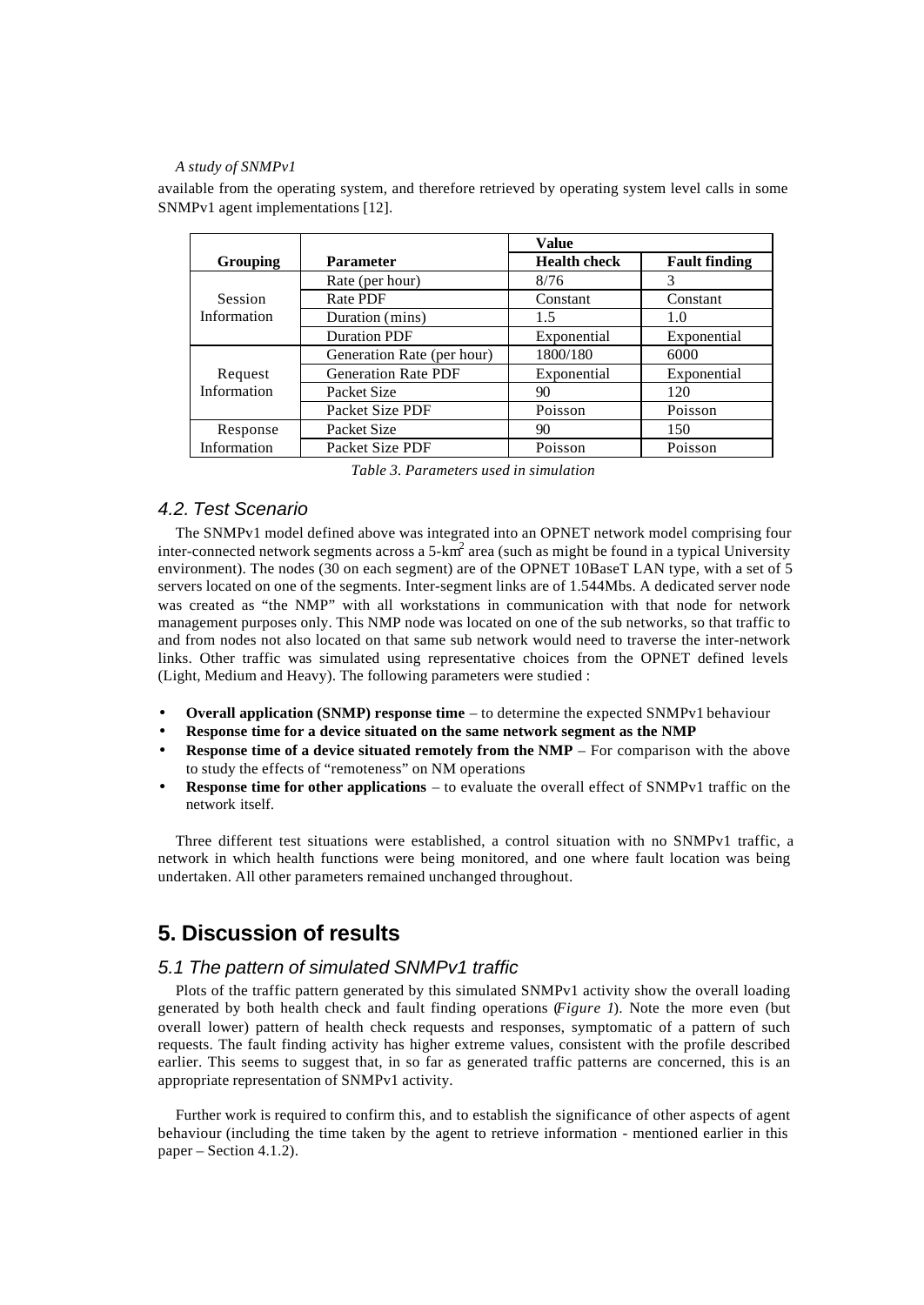available from the operating system, and therefore retrieved by operating system level calls in some SNMPv1 agent implementations [12].

| Grouping | Parameter | Value | |
|---|---|---|---|
| | | **Health check** | **Fault finding** |
| Session Information | Rate (per hour) | 8/76 | 3 |
| | Rate PDF | Constant | Constant |
| | Duration (mins) | 1.5 | 1.0 |
| | Duration PDF | Exponential | Exponential |
| Request Information | Generation Rate (per hour) | 1800/180 | 6000 |
| | Generation Rate PDF | Exponential | Exponential |
| | Packet Size | 90 | 120 |
| | Packet Size PDF | Poisson | Poisson |
| Response Information | Packet Size | 90 | 150 |
| | Packet Size PDF | Poisson | Poisson |

*Table 3. Parameters used in simulation*

### 4.2. Test Scenario

The SNMPv1 model defined above was integrated into an OPNET network model comprising four inter-connected network segments across a 5-km$^2$ area (such as might be found in a typical University environment). The nodes (30 on each segment) are of the OPNET 10BaseT LAN type, with a set of 5 servers located on one of the segments. Inter-segment links are of 1.544Mbs. A dedicated server node was created as "the NMP" with all workstations in communication with that node for network management purposes only. This NMP node was located on one of the sub networks, so that traffic to and from nodes not also located on that same sub network would need to traverse the inter-network links. Other traffic was simulated using representative choices from the OPNET defined levels (Light, Medium and Heavy). The following parameters were studied :

- **Overall application (SNMP) response time** – to determine the expected SNMPv1 behaviour
- **Response time for a device situated on the same network segment as the NMP**
- **Response time of a device situated remotely from the NMP** – For comparison with the above to study the effects of "remoteness" on NM operations
- **Response time for other applications** – to evaluate the overall effect of SNMPv1 traffic on the network itself.

Three different test situations were established, a control situation with no SNMPv1 traffic, a network in which health functions were being monitored, and one where fault location was being undertaken. All other parameters remained unchanged throughout.

## 5. Discussion of results

### 5.1 The pattern of simulated SNMPv1 traffic

Plots of the traffic pattern generated by this simulated SNMPv1 activity show the overall loading generated by both health check and fault finding operations (*Figure 1*). Note the more even (but overall lower) pattern of health check requests and responses, symptomatic of a pattern of such requests. The fault finding activity has higher extreme values, consistent with the profile described earlier. This seems to suggest that, in so far as generated traffic patterns are concerned, this is an appropriate representation of SNMPv1 activity.

Further work is required to confirm this, and to establish the significance of other aspects of agent behaviour (including the time taken by the agent to retrieve information - mentioned earlier in this paper – Section 4.1.2).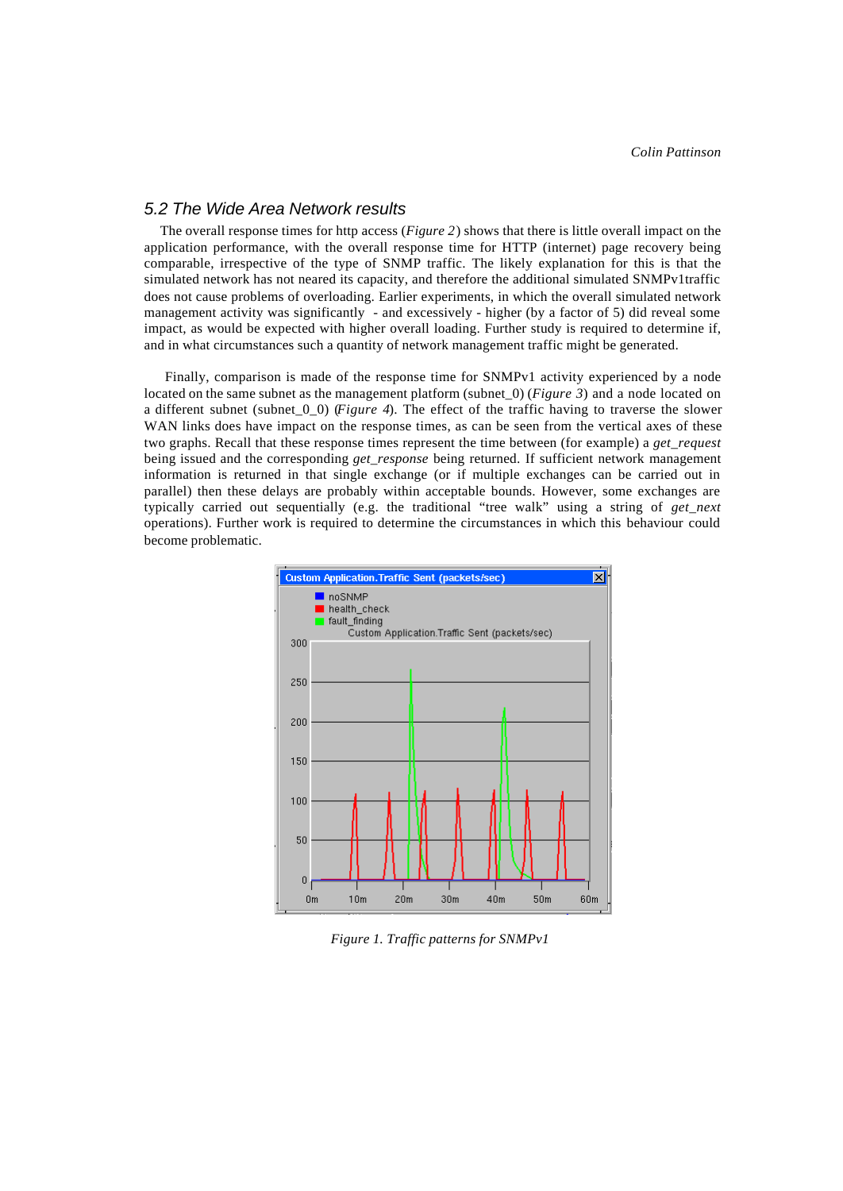## 5.2 The Wide Area Network results

The overall response times for http access (*Figure 2*) shows that there is little overall impact on the application performance, with the overall response time for HTTP (internet) page recovery being comparable, irrespective of the type of SNMP traffic. The likely explanation for this is that the simulated network has not neared its capacity, and therefore the additional simulated SNMPv1traffic does not cause problems of overloading. Earlier experiments, in which the overall simulated network management activity was significantly - and excessively - higher (by a factor of 5) did reveal some impact, as would be expected with higher overall loading. Further study is required to determine if, and in what circumstances such a quantity of network management traffic might be generated.

Finally, comparison is made of the response time for SNMPv1 activity experienced by a node located on the same subnet as the management platform (subnet_0) (*Figure 3*) and a node located on a different subnet (subnet_0_0) (*Figure 4*). The effect of the traffic having to traverse the slower WAN links does have impact on the response times, as can be seen from the vertical axes of these two graphs. Recall that these response times represent the time between (for example) a *get_request* being issued and the corresponding *get_response* being returned. If sufficient network management information is returned in that single exchange (or if multiple exchanges can be carried out in parallel) then these delays are probably within acceptable bounds. However, some exchanges are typically carried out sequentially (e.g. the traditional "tree walk" using a string of *get_next* operations). Further work is required to determine the circumstances in which this behaviour could become problematic.

*Figure 1. Traffic patterns for SNMPv1*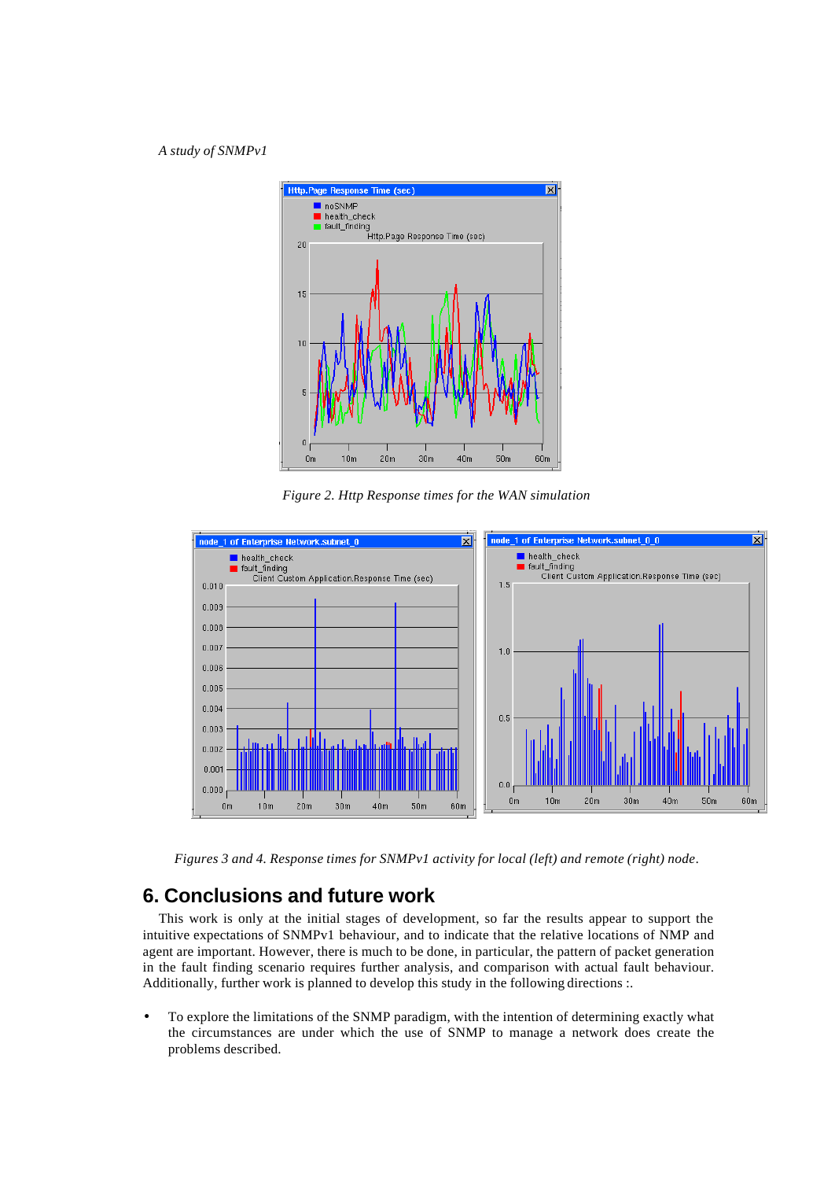Figure 2. Http Response times for the WAN simulation

Figures 3 and 4. Response times for SNMPv1 activity for local (left) and remote (right) node.

## 6. Conclusions and future work

This work is only at the initial stages of development, so far the results appear to support the intuitive expectations of SNMPv1 behaviour, and to indicate that the relative locations of NMP and agent are important. However, there is much to be done, in particular, the pattern of packet generation in the fault finding scenario requires further analysis, and comparison with actual fault behaviour. Additionally, further work is planned to develop this study in the following directions :.

- To explore the limitations of the SNMP paradigm, with the intention of determining exactly what the circumstances are under which the use of SNMP to manage a network does create the problems described.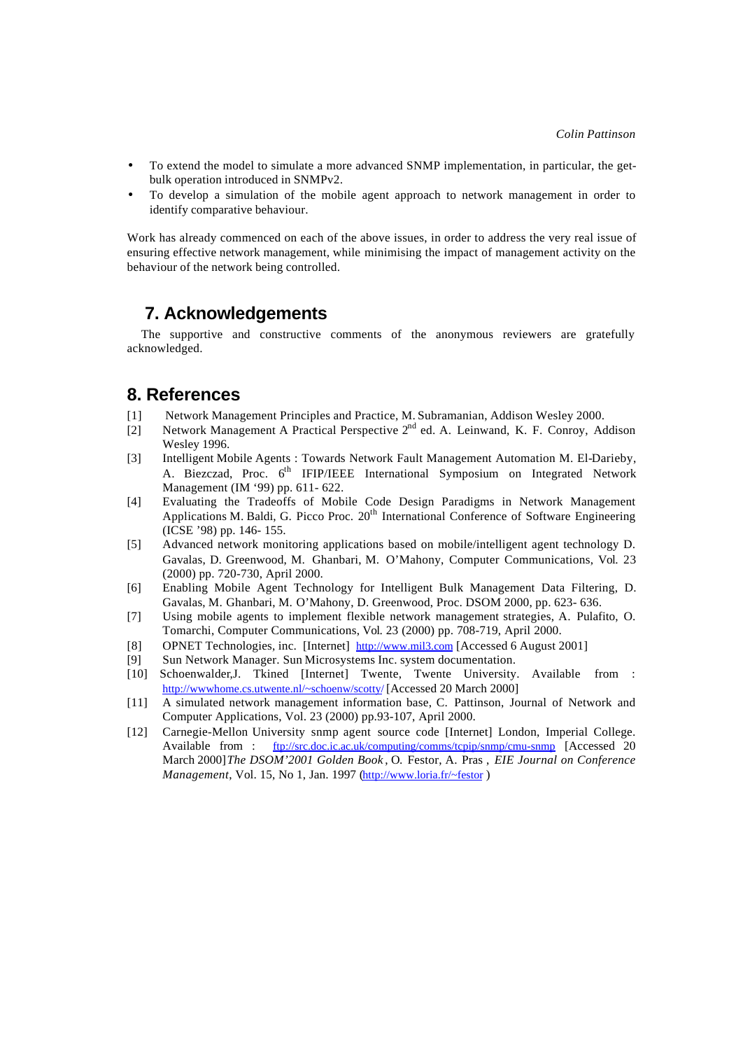- To extend the model to simulate a more advanced SNMP implementation, in particular, the get-bulk operation introduced in SNMPv2.
- To develop a simulation of the mobile agent approach to network management in order to identify comparative behaviour.

Work has already commenced on each of the above issues, in order to address the very real issue of ensuring effective network management, while minimising the impact of management activity on the behaviour of the network being controlled.

## 7. Acknowledgements

The supportive and constructive comments of the anonymous reviewers are gratefully acknowledged.

## 8. References

[1] Network Management Principles and Practice, M. Subramanian, Addison Wesley 2000.

[2] Network Management A Practical Perspective 2nd ed. A. Leinwand, K. F. Conroy, Addison Wesley 1996.

[3] Intelligent Mobile Agents : Towards Network Fault Management Automation M. El-Darieby, A. Biezczad, Proc. 6th IFIP/IEEE International Symposium on Integrated Network Management (IM '99) pp. 611- 622.

[4] Evaluating the Tradeoffs of Mobile Code Design Paradigms in Network Management Applications M. Baldi, G. Picco Proc. 20th International Conference of Software Engineering (ICSE '98) pp. 146- 155.

[5] Advanced network monitoring applications based on mobile/intelligent agent technology D. Gavalas, D. Greenwood, M. Ghanbari, M. O'Mahony, Computer Communications, Vol. 23 (2000) pp. 720-730, April 2000.

[6] Enabling Mobile Agent Technology for Intelligent Bulk Management Data Filtering, D. Gavalas, M. Ghanbari, M. O'Mahony, D. Greenwood, Proc. DSOM 2000, pp. 623- 636.

[7] Using mobile agents to implement flexible network management strategies, A. Pulafito, O. Tomarchi, Computer Communications, Vol. 23 (2000) pp. 708-719, April 2000.

[8] OPNET Technologies, inc. [Internet] http://www.mil3.com [Accessed 6 August 2001]

[9] Sun Network Manager. Sun Microsystems Inc. system documentation.

[10] Schoenwalder,J. Tkined [Internet] Twente, Twente University. Available from : http://wwwhome.cs.utwente.nl/~schoenw/scotty/ [Accessed 20 March 2000]

[11] A simulated network management information base, C. Pattinson, Journal of Network and Computer Applications, Vol. 23 (2000) pp.93-107, April 2000.

[12] Carnegie-Mellon University snmp agent source code [Internet] London, Imperial College. Available from : ftp://src.doc.ic.ac.uk/computing/comms/tcpip/snmp/cmu-snmp [Accessed 20 March 2000]*The DSOM'2001 Golden Book*, O. Festor, A. Pras , *EIE Journal on Conference Management*, Vol. 15, No 1, Jan. 1997 (http://www.loria.fr/~festor )